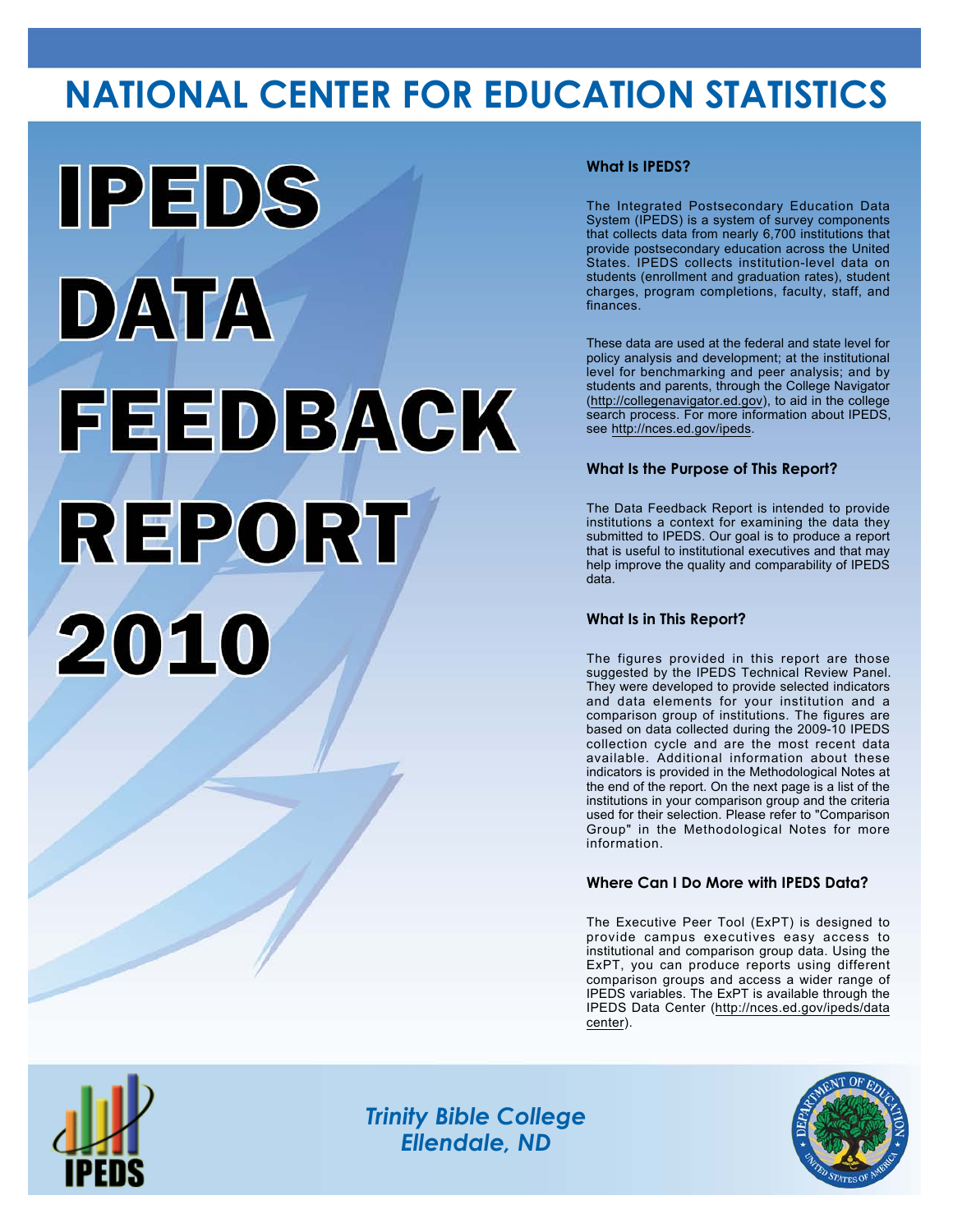# NATIONAL CENTER FOR EDUCATION STATISTICS

# IPEDS DATA FEEDBACK REPORT 2010

### What Is IPEDS?

The Integrated Postsecondary Education Data System (IPEDS) is a system of survey components that collects data from nearly 6,700 institutions that provide postsecondary education across the United States. IPEDS collects institution-level data on students (enrollment and graduation rates), student charges, program completions, faculty, staff, and finances.

These data are used at the federal and state level for policy analysis and development; at the institutional level for benchmarking and peer analysis; and by students and parents, through the College Navigator (http://collegenavigator.ed.gov), to aid in the college search process. For more information about IPEDS, see http://nces.ed.gov/ipeds.

### What Is the Purpose of This Report?

The Data Feedback Report is intended to provide institutions a context for examining the data they submitted to IPEDS. Our goal is to produce a report that is useful to institutional executives and that may help improve the quality and comparability of IPEDS data.

### What Is in This Report?

The figures provided in this report are those suggested by the IPEDS Technical Review Panel. They were developed to provide selected indicators and data elements for your institution and a comparison group of institutions. The figures are based on data collected during the 2009-10 IPEDS collection cycle and are the most recent data available. Additional information about these indicators is provided in the Methodological Notes at the end of the report. On the next page is a list of the institutions in your comparison group and the criteria used for their selection. Please refer to "Comparison Group" in the Methodological Notes for more information.

### Where Can I Do More with IPEDS Data?

The Executive Peer Tool (ExPT) is designed to provide campus executives easy access to institutional and comparison group data. Using the ExPT, you can produce reports using different comparison groups and access a wider range of IPEDS variables. The ExPT is available through the IPEDS Data Center (http://nces.ed.gov/ipeds/datacenter).

*Trinity Bible College*
*Ellendale, ND*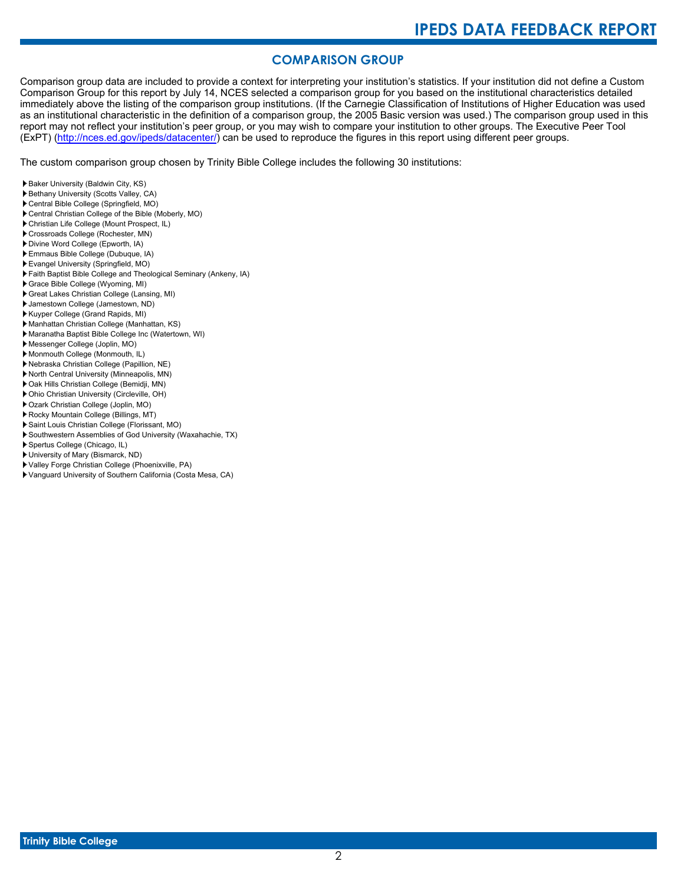## COMPARISON GROUP

Comparison group data are included to provide a context for interpreting your institution's statistics. If your institution did not define a Custom Comparison Group for this report by July 14, NCES selected a comparison group for you based on the institutional characteristics detailed immediately above the listing of the comparison group institutions. (If the Carnegie Classification of Institutions of Higher Education was used as an institutional characteristic in the definition of a comparison group, the 2005 Basic version was used.) The comparison group used in this report may not reflect your institution's peer group, or you may wish to compare your institution to other groups. The Executive Peer Tool (ExPT) (http://nces.ed.gov/ipeds/datacenter/) can be used to reproduce the figures in this report using different peer groups.

The custom comparison group chosen by Trinity Bible College includes the following 30 institutions:

- Baker University (Baldwin City, KS)
- Bethany University (Scotts Valley, CA)
- Central Bible College (Springfield, MO)
- Central Christian College of the Bible (Moberly, MO)
- Christian Life College (Mount Prospect, IL)
- Crossroads College (Rochester, MN)
- Divine Word College (Epworth, IA)
- Emmaus Bible College (Dubuque, IA)
- Evangel University (Springfield, MO)
- Faith Baptist Bible College and Theological Seminary (Ankeny, IA)
- Grace Bible College (Wyoming, MI)
- Great Lakes Christian College (Lansing, MI)
- Jamestown College (Jamestown, ND)
- Kuyper College (Grand Rapids, MI)
- Manhattan Christian College (Manhattan, KS)
- Maranatha Baptist Bible College Inc (Watertown, WI)
- Messenger College (Joplin, MO)
- Monmouth College (Monmouth, IL)
- Nebraska Christian College (Papillion, NE)
- North Central University (Minneapolis, MN)
- Oak Hills Christian College (Bemidji, MN)
- Ohio Christian University (Circleville, OH)
- Ozark Christian College (Joplin, MO)
- Rocky Mountain College (Billings, MT)
- Saint Louis Christian College (Florissant, MO)
- Southwestern Assemblies of God University (Waxahachie, TX)
- Spertus College (Chicago, IL)
- University of Mary (Bismarck, ND)
- Valley Forge Christian College (Phoenixville, PA)
- Vanguard University of Southern California (Costa Mesa, CA)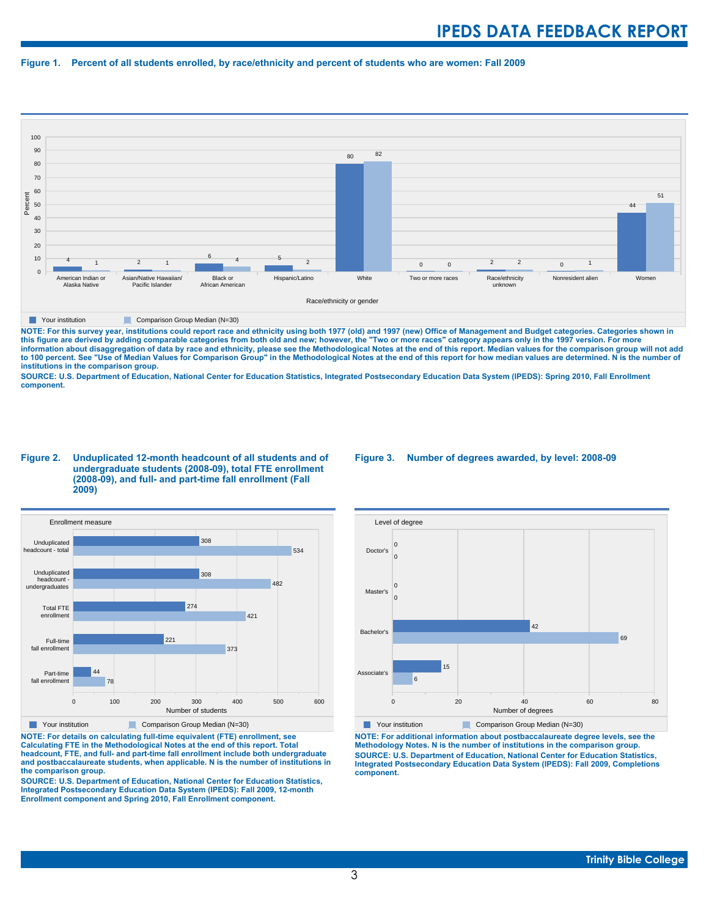**Figure 1. Percent of all students enrolled, by race/ethnicity and percent of students who are women: Fall 2009**

| Race/ethnicity or gender | Your institution | Comparison Group Median (N=30) |
|---|---|---|
| American Indian or Alaska Native | 4 | 1 |
| Asian/Native Hawaiian/ Pacific Islander | 2 | 1 |
| Black or African American | 6 | 4 |
| Hispanic/Latino | 5 | 2 |
| White | 80 | 82 |
| Two or more races | 0 | 0 |
| Race/ethnicity unknown | 2 | 2 |
| Nonresident alien | 0 | 1 |
| Women | 44 | 51 |

NOTE: For this survey year, institutions could report race and ethnicity using both 1977 (old) and 1997 (new) Office of Management and Budget categories. Categories shown in this figure are derived by adding comparable categories from both old and new; however, the "Two or more races" category appears only in the 1997 version. For more information about disaggregation of data by race and ethnicity, please see the Methodological Notes at the end of this report. Median values for the comparison group will not add to 100 percent. See "Use of Median Values for Comparison Group" in the Methodological Notes at the end of this report for how median values are determined. N is the number of institutions in the comparison group.

SOURCE: U.S. Department of Education, National Center for Education Statistics, Integrated Postsecondary Education Data System (IPEDS): Spring 2010, Fall Enrollment component.

**Figure 2. Unduplicated 12-month headcount of all students and of undergraduate students (2008-09), total FTE enrollment (2008-09), and full- and part-time fall enrollment (Fall 2009)**

| Enrollment measure | Your institution | Comparison Group Median (N=30) |
|---|---|---|
| Unduplicated headcount - total | 308 | 534 |
| Unduplicated headcount - undergraduates | 308 | 482 |
| Total FTE enrollment | 274 | 421 |
| Full-time fall enrollment | 221 | 373 |
| Part-time fall enrollment | 44 | 78 |

NOTE: For details on calculating full-time equivalent (FTE) enrollment, see Calculating FTE in the Methodological Notes at the end of this report. Total headcount, FTE, and full- and part-time fall enrollment include both undergraduate and postbaccalaureate students, when applicable. N is the number of institutions in the comparison group.

SOURCE: U.S. Department of Education, National Center for Education Statistics, Integrated Postsecondary Education Data System (IPEDS): Fall 2009, 12-month Enrollment component and Spring 2010, Fall Enrollment component.

**Figure 3. Number of degrees awarded, by level: 2008-09**

| Level of degree | Your institution | Comparison Group Median (N=30) |
|---|---|---|
| Doctor's | 0 | 0 |
| Master's | 0 | 0 |
| Bachelor's | 42 | 69 |
| Associate's | 15 | 6 |

NOTE: For additional information about postbaccalaureate degree levels, see the Methodology Notes. N is the number of institutions in the comparison group.

SOURCE: U.S. Department of Education, National Center for Education Statistics, Integrated Postsecondary Education Data System (IPEDS): Fall 2009, Completions component.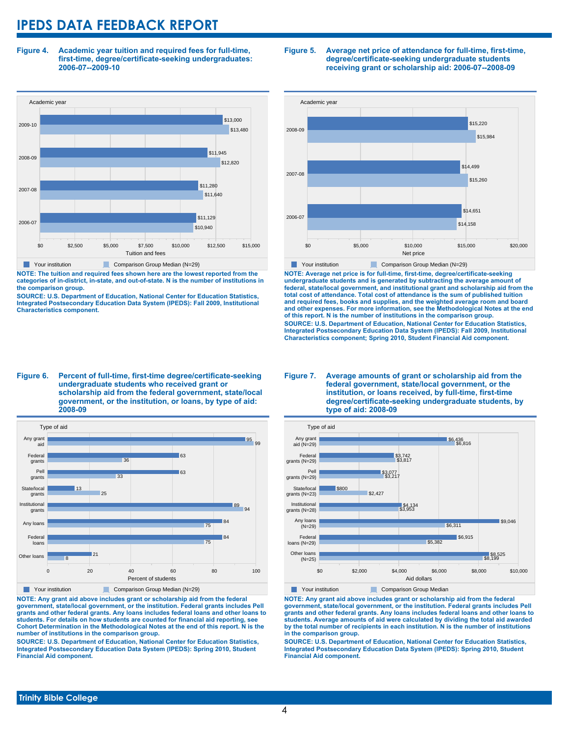# IPEDS DATA FEEDBACK REPORT

**Figure 4. Academic year tuition and required fees for full-time, first-time, degree/certificate-seeking undergraduates: 2006-07--2009-10**

| Academic year | Your institution | Comparison Group Median (N=29) |
|---|---|---|
| 2009-10 | $13,000 | $13,480 |
| 2008-09 | $11,945 | $12,820 |
| 2007-08 | $11,280 | $11,640 |
| 2006-07 | $11,129 | $10,940 |

**NOTE: The tuition and required fees shown here are the lowest reported from the categories of in-district, in-state, and out-of-state. N is the number of institutions in the comparison group.**

**SOURCE: U.S. Department of Education, National Center for Education Statistics, Integrated Postsecondary Education Data System (IPEDS): Fall 2009, Institutional Characteristics component.**

**Figure 5. Average net price of attendance for full-time, first-time, degree/certificate-seeking undergraduate students receiving grant or scholarship aid: 2006-07--2008-09**

| Academic year | Your institution | Comparison Group Median (N=29) |
|---|---|---|
| 2008-09 | $15,220 | $15,984 |
| 2007-08 | $14,499 | $15,260 |
| 2006-07 | $14,651 | $14,158 |

**NOTE: Average net price is for full-time, first-time, degree/certificate-seeking undergraduate students and is generated by subtracting the average amount of federal, state/local government, and institutional grant and scholarship aid from the total cost of attendance. Total cost of attendance is the sum of published tuition and required fees, books and supplies, and the weighted average room and board and other expenses. For more information, see the Methodological Notes at the end of this report. N is the number of institutions in the comparison group.**

**SOURCE: U.S. Department of Education, National Center for Education Statistics, Integrated Postsecondary Education Data System (IPEDS): Fall 2009, Institutional Characteristics component; Spring 2010, Student Financial Aid component.**

**Figure 6. Percent of full-time, first-time degree/certificate-seeking undergraduate students who received grant or scholarship aid from the federal government, state/local government, or the institution, or loans, by type of aid: 2008-09**

| Type of aid | Your institution | Comparison Group Median (N=29) |
|---|---|---|
| Any grant aid | 95 | 99 |
| Federal grants | 63 | 36 |
| Pell grants | 63 | 33 |
| State/local grants | 13 | 25 |
| Institutional grants | 89 | 94 |
| Any loans | 84 | 75 |
| Federal loans | 84 | 75 |
| Other loans | 21 | 8 |

**NOTE: Any grant aid above includes grant or scholarship aid from the federal government, state/local government, or the institution. Federal grants includes Pell grants and other federal grants. Any loans includes federal loans and other loans to students. For details on how students are counted for financial aid reporting, see Cohort Determination in the Methodological Notes at the end of this report. N is the number of institutions in the comparison group.**

**SOURCE: U.S. Department of Education, National Center for Education Statistics, Integrated Postsecondary Education Data System (IPEDS): Spring 2010, Student Financial Aid component.**

**Figure 7. Average amounts of grant or scholarship aid from the federal government, state/local government, or the institution, or loans received, by full-time, first-time degree/certificate-seeking undergraduate students, by type of aid: 2008-09**

| Type of aid | Your institution | Comparison Group Median |
|---|---|---|
| Any grant aid (N=29) | $6,436 | $6,816 |
| Federal grants (N=29) | $3,742 | $3,817 |
| Pell grants (N=29) | $3,077 | $3,217 |
| State/local grants (N=23) | $800 | $2,427 |
| Institutional grants (N=28) | $4,134 | $3,953 |
| Any loans (N=29) | $9,046 | $6,311 |
| Federal loans (N=29) | $6,915 | $5,382 |
| Other loans (N=25) | $8,525 | $8,199 |

**NOTE: Any grant aid above includes grant or scholarship aid from the federal government, state/local government, or the institution. Federal grants includes Pell grants and other federal grants. Any loans includes federal loans and other loans to students. Average amounts of aid were calculated by dividing the total aid awarded by the total number of recipients in each institution. N is the number of institutions in the comparison group.**

**SOURCE: U.S. Department of Education, National Center for Education Statistics, Integrated Postsecondary Education Data System (IPEDS): Spring 2010, Student Financial Aid component.**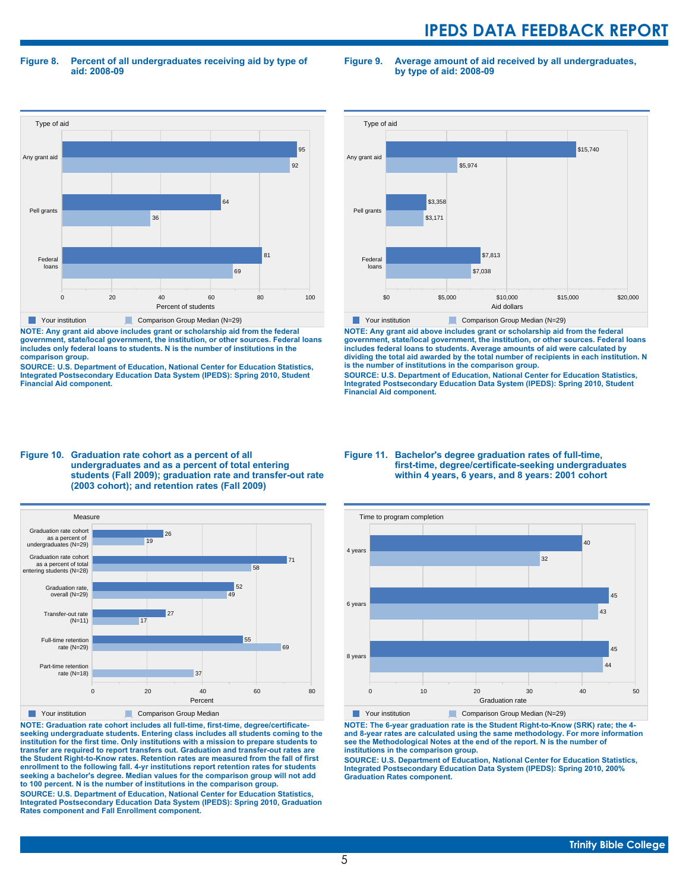**Figure 8. Percent of all undergraduates receiving aid by type of aid: 2008-09**

| Type of aid | Your institution | Comparison Group Median (N=29) |
|---|---|---|
| Any grant aid | 95 | 92 |
| Pell grants | 64 | 36 |
| Federal loans | 81 | 69 |

Percent of students

**NOTE: Any grant aid above includes grant or scholarship aid from the federal government, state/local government, the institution, or other sources. Federal loans includes only federal loans to students. N is the number of institutions in the comparison group.**

**SOURCE: U.S. Department of Education, National Center for Education Statistics, Integrated Postsecondary Education Data System (IPEDS): Spring 2010, Student Financial Aid component.**

**Figure 9. Average amount of aid received by all undergraduates, by type of aid: 2008-09**

| Type of aid | Your institution | Comparison Group Median (N=29) |
|---|---|---|
| Any grant aid | $15,740 | $5,974 |
| Pell grants | $3,358 | $3,171 |
| Federal loans | $7,813 | $7,038 |

Aid dollars

**NOTE: Any grant aid above includes grant or scholarship aid from the federal government, state/local government, the institution, or other sources. Federal loans includes federal loans to students. Average amounts of aid were calculated by dividing the total aid awarded by the total number of recipients in each institution. N is the number of institutions in the comparison group.**

**SOURCE: U.S. Department of Education, National Center for Education Statistics, Integrated Postsecondary Education Data System (IPEDS): Spring 2010, Student Financial Aid component.**

**Figure 10. Graduation rate cohort as a percent of all undergraduates and as a percent of total entering students (Fall 2009); graduation rate and transfer-out rate (2003 cohort); and retention rates (Fall 2009)**

| Measure | Your institution | Comparison Group Median |
|---|---|---|
| Graduation rate cohort as a percent of undergraduates (N=29) | 26 | 19 |
| Graduation rate cohort as a percent of total entering students (N=28) | 71 | 58 |
| Graduation rate, overall (N=29) | 52 | 49 |
| Transfer-out rate (N=11) | 27 | 17 |
| Full-time retention rate (N=29) | 55 | 69 |
| Part-time retention rate (N=18) | | 37 |

Percent

**NOTE: Graduation rate cohort includes all full-time, first-time, degree/certificate-seeking undergraduate students. Entering class includes all students coming to the institution for the first time. Only institutions with a mission to prepare students to transfer are required to report transfers out. Graduation and transfer-out rates are the Student Right-to-Know rates. Retention rates are measured from the fall of first enrollment to the following fall. 4-yr institutions report retention rates for students seeking a bachelor's degree. Median values for the comparison group will not add to 100 percent. N is the number of institutions in the comparison group.**

**SOURCE: U.S. Department of Education, National Center for Education Statistics, Integrated Postsecondary Education Data System (IPEDS): Spring 2010, Graduation Rates component and Fall Enrollment component.**

**Figure 11. Bachelor's degree graduation rates of full-time, first-time, degree/certificate-seeking undergraduates within 4 years, 6 years, and 8 years: 2001 cohort**

| Time to program completion | Your institution | Comparison Group Median (N=29) |
|---|---|---|
| 4 years | 40 | 32 |
| 6 years | 45 | 43 |
| 8 years | 45 | 44 |

Graduation rate

**NOTE: The 6-year graduation rate is the Student Right-to-Know (SRK) rate; the 4- and 8-year rates are calculated using the same methodology. For more information see the Methodological Notes at the end of the report. N is the number of institutions in the comparison group.**

**SOURCE: U.S. Department of Education, National Center for Education Statistics, Integrated Postsecondary Education Data System (IPEDS): Spring 2010, 200% Graduation Rates component.**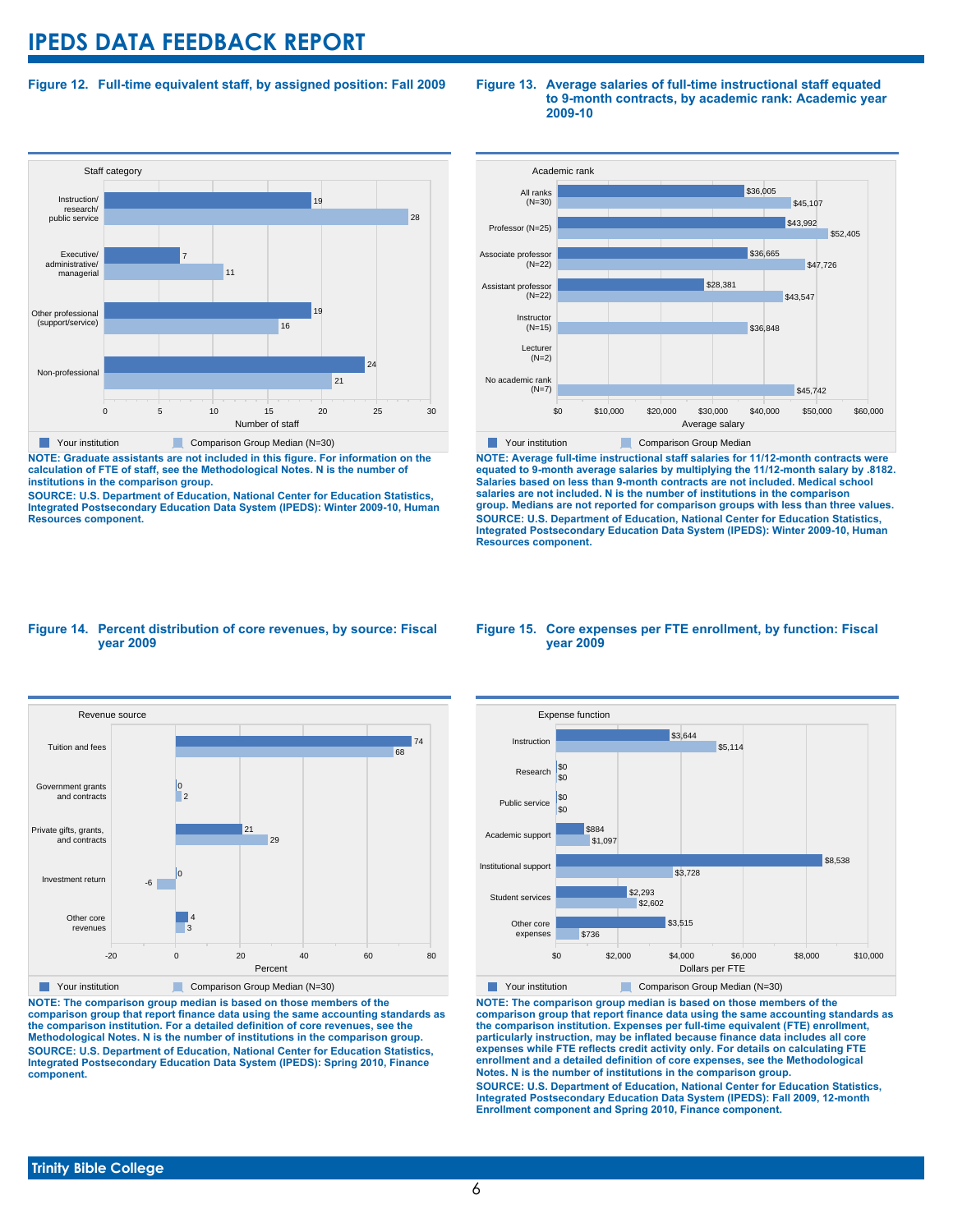# IPEDS DATA FEEDBACK REPORT

**Figure 12. Full-time equivalent staff, by assigned position: Fall 2009**

| Staff category | Your institution | Comparison Group Median (N=30) |
|---|---|---|
| Instruction/ research/ public service | 19 | 28 |
| Executive/ administrative/ managerial | 7 | 11 |
| Other professional (support/service) | 19 | 16 |
| Non-professional | 24 | 21 |

Number of staff

**NOTE: Graduate assistants are not included in this figure. For information on the calculation of FTE of staff, see the Methodological Notes. N is the number of institutions in the comparison group.**

**SOURCE: U.S. Department of Education, National Center for Education Statistics, Integrated Postsecondary Education Data System (IPEDS): Winter 2009-10, Human Resources component.**

**Figure 13. Average salaries of full-time instructional staff equated to 9-month contracts, by academic rank: Academic year 2009-10**

| Academic rank | Your institution | Comparison Group Median |
|---|---|---|
| All ranks (N=30) | $36,005 | $45,107 |
| Professor (N=25) | $43,992 | $52,405 |
| Associate professor (N=22) | $36,665 | $47,726 |
| Assistant professor (N=22) | $28,381 | $43,547 |
| Instructor (N=15) | | $36,848 |
| Lecturer (N=2) | | |
| No academic rank (N=7) | | $45,742 |

Average salary

**NOTE: Average full-time instructional staff salaries for 11/12-month contracts were equated to 9-month average salaries by multiplying the 11/12-month salary by .8182. Salaries based on less than 9-month contracts are not included. Medical school salaries are not included. N is the number of institutions in the comparison group. Medians are not reported for comparison groups with less than three values.**

**SOURCE: U.S. Department of Education, National Center for Education Statistics, Integrated Postsecondary Education Data System (IPEDS): Winter 2009-10, Human Resources component.**

**Figure 14. Percent distribution of core revenues, by source: Fiscal year 2009**

| Revenue source | Your institution | Comparison Group Median (N=30) |
|---|---|---|
| Tuition and fees | 74 | 68 |
| Government grants and contracts | 0 | 2 |
| Private gifts, grants, and contracts | 21 | 29 |
| Investment return | 0 | -6 |
| Other core revenues | 4 | 3 |

Percent

**NOTE: The comparison group median is based on those members of the comparison group that report finance data using the same accounting standards as the comparison institution. For a detailed definition of core revenues, see the Methodological Notes. N is the number of institutions in the comparison group.**

**SOURCE: U.S. Department of Education, National Center for Education Statistics, Integrated Postsecondary Education Data System (IPEDS): Spring 2010, Finance component.**

**Figure 15. Core expenses per FTE enrollment, by function: Fiscal year 2009**

| Expense function | Your institution | Comparison Group Median (N=30) |
|---|---|---|
| Instruction | $3,644 | $5,114 |
| Research | $0 | $0 |
| Public service | $0 | $0 |
| Academic support | $884 | $1,097 |
| Institutional support | $8,538 | $3,728 |
| Student services | $2,293 | $2,602 |
| Other core expenses | $3,515 | $736 |

Dollars per FTE

**NOTE: The comparison group median is based on those members of the comparison group that report finance data using the same accounting standards as the comparison institution. Expenses per full-time equivalent (FTE) enrollment, particularly instruction, may be inflated because finance data includes all core expenses while FTE reflects credit activity only. For details on calculating FTE enrollment and a detailed definition of core expenses, see the Methodological Notes. N is the number of institutions in the comparison group.**

**SOURCE: U.S. Department of Education, National Center for Education Statistics, Integrated Postsecondary Education Data System (IPEDS): Fall 2009, 12-month Enrollment component and Spring 2010, Finance component.**

Trinity Bible College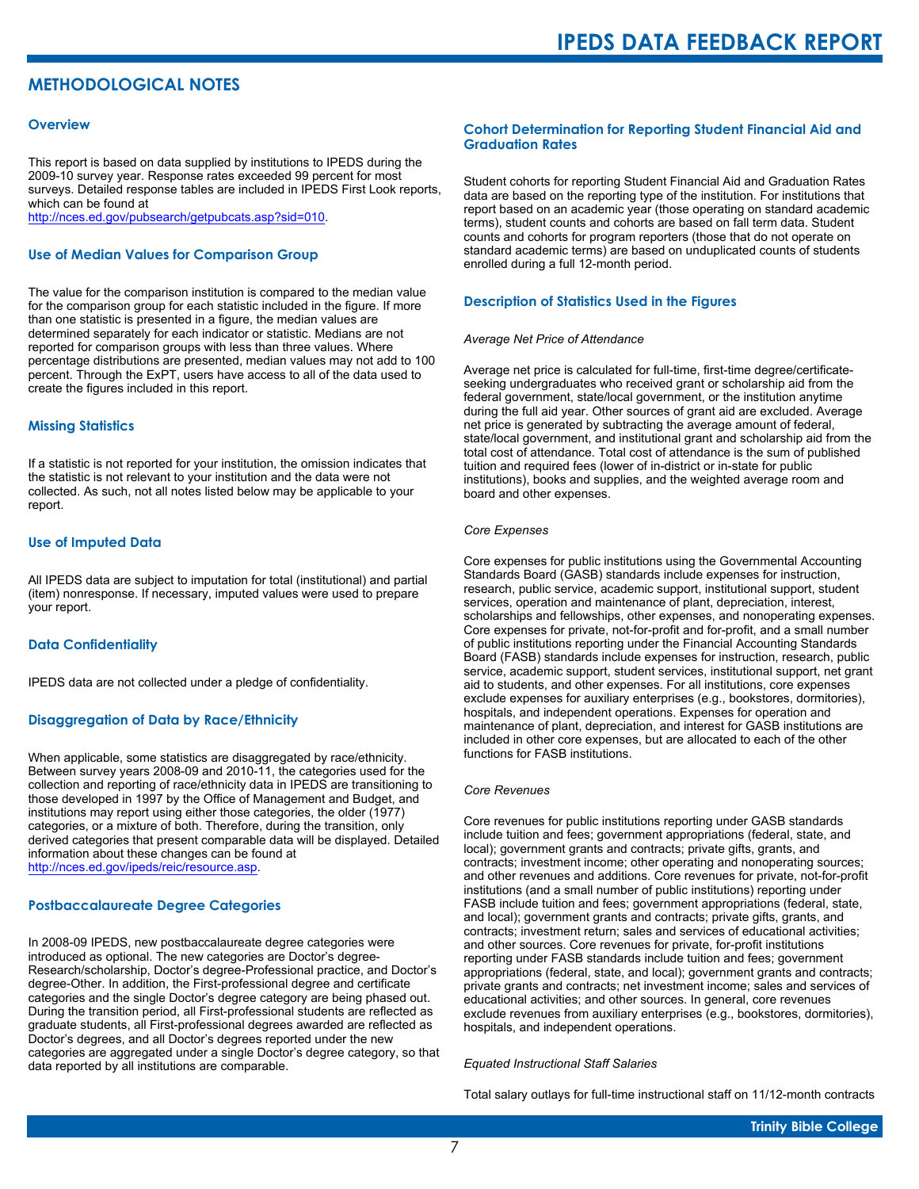## METHODOLOGICAL NOTES

### Overview

This report is based on data supplied by institutions to IPEDS during the 2009-10 survey year. Response rates exceeded 99 percent for most surveys. Detailed response tables are included in IPEDS First Look reports, which can be found at http://nces.ed.gov/pubsearch/getpubcats.asp?sid=010.

### Use of Median Values for Comparison Group

The value for the comparison institution is compared to the median value for the comparison group for each statistic included in the figure. If more than one statistic is presented in a figure, the median values are determined separately for each indicator or statistic. Medians are not reported for comparison groups with less than three values. Where percentage distributions are presented, median values may not add to 100 percent. Through the ExPT, users have access to all of the data used to create the figures included in this report.

### Missing Statistics

If a statistic is not reported for your institution, the omission indicates that the statistic is not relevant to your institution and the data were not collected. As such, not all notes listed below may be applicable to your report.

### Use of Imputed Data

All IPEDS data are subject to imputation for total (institutional) and partial (item) nonresponse. If necessary, imputed values were used to prepare your report.

### Data Confidentiality

IPEDS data are not collected under a pledge of confidentiality.

### Disaggregation of Data by Race/Ethnicity

When applicable, some statistics are disaggregated by race/ethnicity. Between survey years 2008-09 and 2010-11, the categories used for the collection and reporting of race/ethnicity data in IPEDS are transitioning to those developed in 1997 by the Office of Management and Budget, and institutions may report using either those categories, the older (1977) categories, or a mixture of both. Therefore, during the transition, only derived categories that present comparable data will be displayed. Detailed information about these changes can be found at http://nces.ed.gov/ipeds/reic/resource.asp.

### Postbaccalaureate Degree Categories

In 2008-09 IPEDS, new postbaccalaureate degree categories were introduced as optional. The new categories are Doctor's degree-Research/scholarship, Doctor's degree-Professional practice, and Doctor's degree-Other. In addition, the First-professional degree and certificate categories and the single Doctor's degree category are being phased out. During the transition period, all First-professional students are reflected as graduate students, all First-professional degrees awarded are reflected as Doctor's degrees, and all Doctor's degrees reported under the new categories are aggregated under a single Doctor's degree category, so that data reported by all institutions are comparable.

### Cohort Determination for Reporting Student Financial Aid and Graduation Rates

Student cohorts for reporting Student Financial Aid and Graduation Rates data are based on the reporting type of the institution. For institutions that report based on an academic year (those operating on standard academic terms), student counts and cohorts are based on fall term data. Student counts and cohorts for program reporters (those that do not operate on standard academic terms) are based on unduplicated counts of students enrolled during a full 12-month period.

### Description of Statistics Used in the Figures

*Average Net Price of Attendance*

Average net price is calculated for full-time, first-time degree/certificate-seeking undergraduates who received grant or scholarship aid from the federal government, state/local government, or the institution anytime during the full aid year. Other sources of grant aid are excluded. Average net price is generated by subtracting the average amount of federal, state/local government, and institutional grant and scholarship aid from the total cost of attendance. Total cost of attendance is the sum of published tuition and required fees (lower of in-district or in-state for public institutions), books and supplies, and the weighted average room and board and other expenses.

*Core Expenses*

Core expenses for public institutions using the Governmental Accounting Standards Board (GASB) standards include expenses for instruction, research, public service, academic support, institutional support, student services, operation and maintenance of plant, depreciation, interest, scholarships and fellowships, other expenses, and nonoperating expenses. Core expenses for private, not-for-profit and for-profit, and a small number of public institutions reporting under the Financial Accounting Standards Board (FASB) standards include expenses for instruction, research, public service, academic support, student services, institutional support, net grant aid to students, and other expenses. For all institutions, core expenses exclude expenses for auxiliary enterprises (e.g., bookstores, dormitories), hospitals, and independent operations. Expenses for operation and maintenance of plant, depreciation, and interest for GASB institutions are included in other core expenses, but are allocated to each of the other functions for FASB institutions.

*Core Revenues*

Core revenues for public institutions reporting under GASB standards include tuition and fees; government appropriations (federal, state, and local); government grants and contracts; private gifts, grants, and contracts; investment income; other operating and nonoperating sources; and other revenues and additions. Core revenues for private, not-for-profit institutions (and a small number of public institutions) reporting under FASB include tuition and fees; government appropriations (federal, state, and local); government grants and contracts; private gifts, grants, and contracts; investment return; sales and services of educational activities; and other sources. Core revenues for private, for-profit institutions reporting under FASB standards include tuition and fees; government appropriations (federal, state, and local); government grants and contracts; private grants and contracts; net investment income; sales and services of educational activities; and other sources. In general, core revenues exclude revenues from auxiliary enterprises (e.g., bookstores, dormitories), hospitals, and independent operations.

*Equated Instructional Staff Salaries*

Total salary outlays for full-time instructional staff on 11/12-month contracts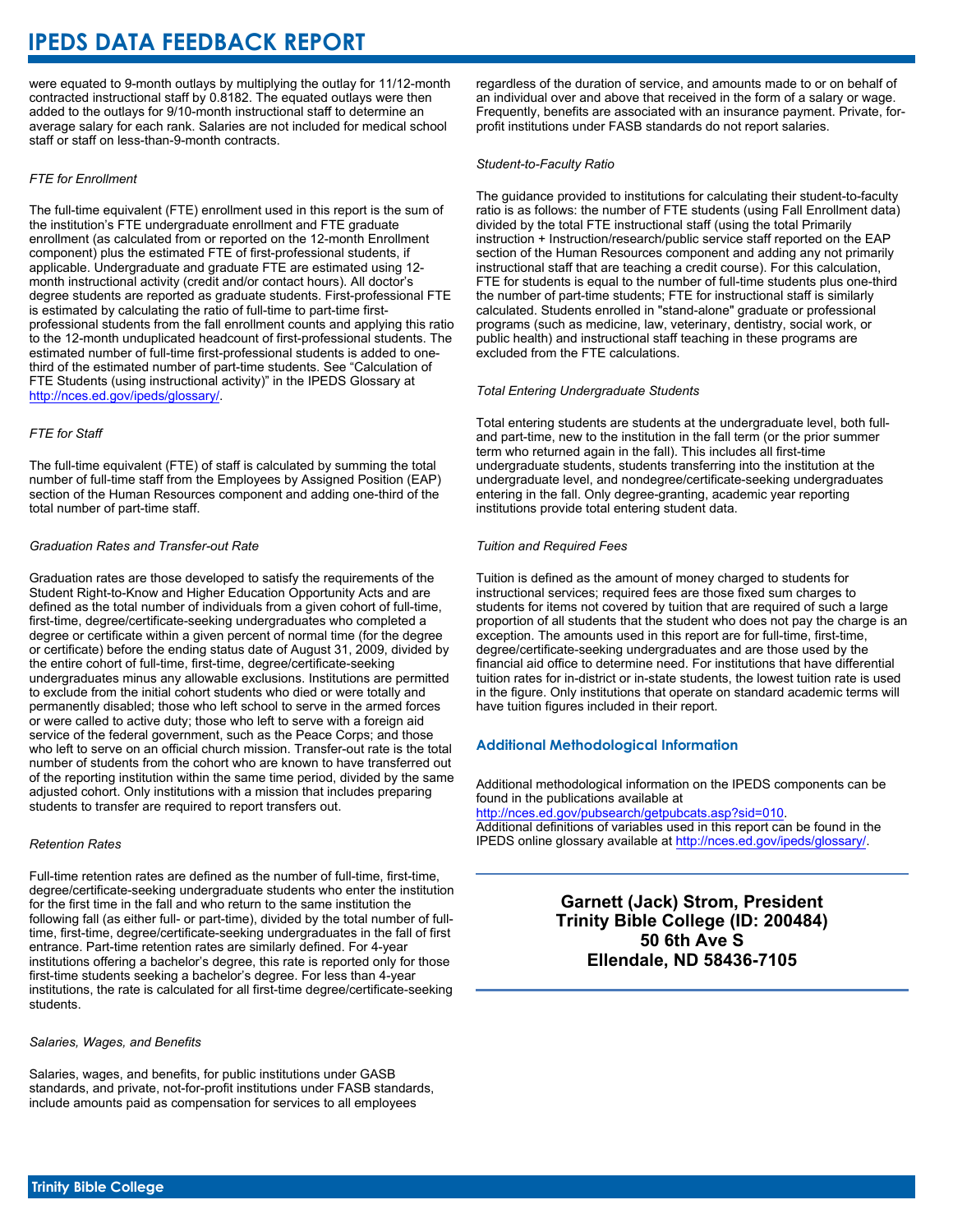were equated to 9-month outlays by multiplying the outlay for 11/12-month contracted instructional staff by 0.8182. The equated outlays were then added to the outlays for 9/10-month instructional staff to determine an average salary for each rank. Salaries are not included for medical school staff or staff on less-than-9-month contracts.

*FTE for Enrollment*

The full-time equivalent (FTE) enrollment used in this report is the sum of the institution's FTE undergraduate enrollment and FTE graduate enrollment (as calculated from or reported on the 12-month Enrollment component) plus the estimated FTE of first-professional students, if applicable. Undergraduate and graduate FTE are estimated using 12-month instructional activity (credit and/or contact hours). All doctor's degree students are reported as graduate students. First-professional FTE is estimated by calculating the ratio of full-time to part-time first-professional students from the fall enrollment counts and applying this ratio to the 12-month unduplicated headcount of first-professional students. The estimated number of full-time first-professional students is added to one-third of the estimated number of part-time students. See "Calculation of FTE Students (using instructional activity)" in the IPEDS Glossary at http://nces.ed.gov/ipeds/glossary/.

*FTE for Staff*

The full-time equivalent (FTE) of staff is calculated by summing the total number of full-time staff from the Employees by Assigned Position (EAP) section of the Human Resources component and adding one-third of the total number of part-time staff.

*Graduation Rates and Transfer-out Rate*

Graduation rates are those developed to satisfy the requirements of the Student Right-to-Know and Higher Education Opportunity Acts and are defined as the total number of individuals from a given cohort of full-time, first-time, degree/certificate-seeking undergraduates who completed a degree or certificate within a given percent of normal time (for the degree or certificate) before the ending status date of August 31, 2009, divided by the entire cohort of full-time, first-time, degree/certificate-seeking undergraduates minus any allowable exclusions. Institutions are permitted to exclude from the initial cohort students who died or were totally and permanently disabled; those who left school to serve in the armed forces or were called to active duty; those who left to serve with a foreign aid service of the federal government, such as the Peace Corps; and those who left to serve on an official church mission. Transfer-out rate is the total number of students from the cohort who are known to have transferred out of the reporting institution within the same time period, divided by the same adjusted cohort. Only institutions with a mission that includes preparing students to transfer are required to report transfers out.

*Retention Rates*

Full-time retention rates are defined as the number of full-time, first-time, degree/certificate-seeking undergraduate students who enter the institution for the first time in the fall and who return to the same institution the following fall (as either full- or part-time), divided by the total number of full-time, first-time, degree/certificate-seeking undergraduates in the fall of first entrance. Part-time retention rates are similarly defined. For 4-year institutions offering a bachelor's degree, this rate is reported only for those first-time students seeking a bachelor's degree. For less than 4-year institutions, the rate is calculated for all first-time degree/certificate-seeking students.

*Salaries, Wages, and Benefits*

Salaries, wages, and benefits, for public institutions under GASB standards, and private, not-for-profit institutions under FASB standards, include amounts paid as compensation for services to all employees regardless of the duration of service, and amounts made to or on behalf of an individual over and above that received in the form of a salary or wage. Frequently, benefits are associated with an insurance payment. Private, for-profit institutions under FASB standards do not report salaries.

*Student-to-Faculty Ratio*

The guidance provided to institutions for calculating their student-to-faculty ratio is as follows: the number of FTE students (using Fall Enrollment data) divided by the total FTE instructional staff (using the total Primarily instruction + Instruction/research/public service staff reported on the EAP section of the Human Resources component and adding any not primarily instructional staff that are teaching a credit course). For this calculation, FTE for students is equal to the number of full-time students plus one-third the number of part-time students; FTE for instructional staff is similarly calculated. Students enrolled in "stand-alone" graduate or professional programs (such as medicine, law, veterinary, dentistry, social work, or public health) and instructional staff teaching in these programs are excluded from the FTE calculations.

*Total Entering Undergraduate Students*

Total entering students are students at the undergraduate level, both full- and part-time, new to the institution in the fall term (or the prior summer term who returned again in the fall). This includes all first-time undergraduate students, students transferring into the institution at the undergraduate level, and nondegree/certificate-seeking undergraduates entering in the fall. Only degree-granting, academic year reporting institutions provide total entering student data.

*Tuition and Required Fees*

Tuition is defined as the amount of money charged to students for instructional services; required fees are those fixed sum charges to students for items not covered by tuition that are required of such a large proportion of all students that the student who does not pay the charge is an exception. The amounts used in this report are for full-time, first-time, degree/certificate-seeking undergraduates and are those used by the financial aid office to determine need. For institutions that have differential tuition rates for in-district or in-state students, the lowest tuition rate is used in the figure. Only institutions that operate on standard academic terms will have tuition figures included in their report.

## Additional Methodological Information

Additional methodological information on the IPEDS components can be found in the publications available at http://nces.ed.gov/pubsearch/getpubcats.asp?sid=010.
Additional definitions of variables used in this report can be found in the IPEDS online glossary available at http://nces.ed.gov/ipeds/glossary/.

**Garnett (Jack) Strom, President**
**Trinity Bible College (ID: 200484)**
**50 6th Ave S**
**Ellendale, ND 58436-7105**